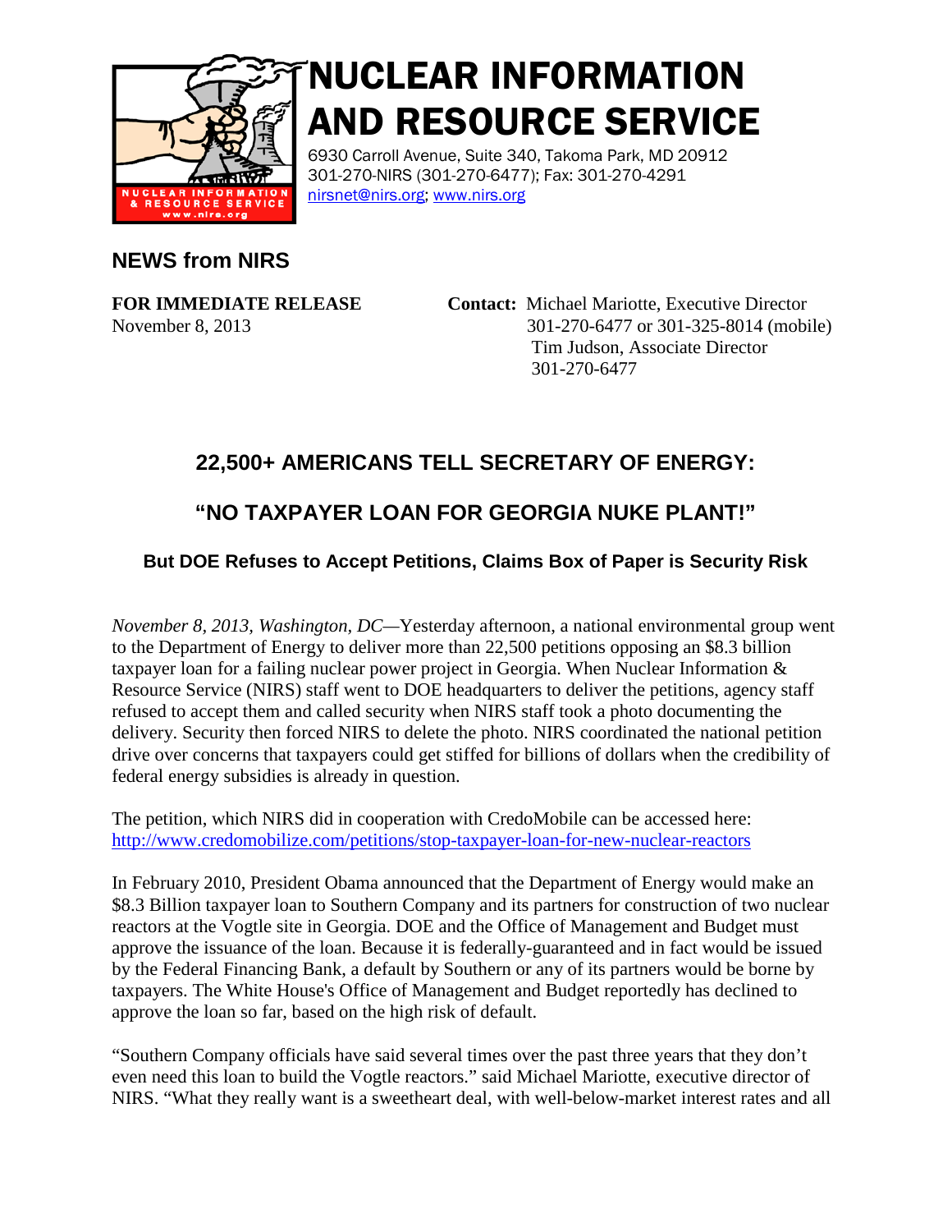# NUCLEAR INFORMATION AND RESOURCE SERVICE

6930 Carroll Avenue, Suite 340, Takoma Park, MD 20912
301-270-NIRS (301-270-6477); Fax: 301-270-4291
nirsnet@nirs.org; www.nirs.org

## NEWS from NIRS

**FOR IMMEDIATE RELEASE**
November 8, 2013

**Contact:** Michael Mariotte, Executive Director
301-270-6477 or 301-325-8014 (mobile)
Tim Judson, Associate Director
301-270-6477

## 22,500+ AMERICANS TELL SECRETARY OF ENERGY:

## "NO TAXPAYER LOAN FOR GEORGIA NUKE PLANT!"

### But DOE Refuses to Accept Petitions, Claims Box of Paper is Security Risk

*November 8, 2013, Washington, DC*—Yesterday afternoon, a national environmental group went to the Department of Energy to deliver more than 22,500 petitions opposing an $8.3 billion taxpayer loan for a failing nuclear power project in Georgia. When Nuclear Information & Resource Service (NIRS) staff went to DOE headquarters to deliver the petitions, agency staff refused to accept them and called security when NIRS staff took a photo documenting the delivery. Security then forced NIRS to delete the photo. NIRS coordinated the national petition drive over concerns that taxpayers could get stiffed for billions of dollars when the credibility of federal energy subsidies is already in question.

The petition, which NIRS did in cooperation with CredoMobile can be accessed here: http://www.credomobilize.com/petitions/stop-taxpayer-loan-for-new-nuclear-reactors

In February 2010, President Obama announced that the Department of Energy would make an $8.3 Billion taxpayer loan to Southern Company and its partners for construction of two nuclear reactors at the Vogtle site in Georgia. DOE and the Office of Management and Budget must approve the issuance of the loan. Because it is federally-guaranteed and in fact would be issued by the Federal Financing Bank, a default by Southern or any of its partners would be borne by taxpayers. The White House's Office of Management and Budget reportedly has declined to approve the loan so far, based on the high risk of default.

"Southern Company officials have said several times over the past three years that they don't even need this loan to build the Vogtle reactors." said Michael Mariotte, executive director of NIRS. "What they really want is a sweetheart deal, with well-below-market interest rates and all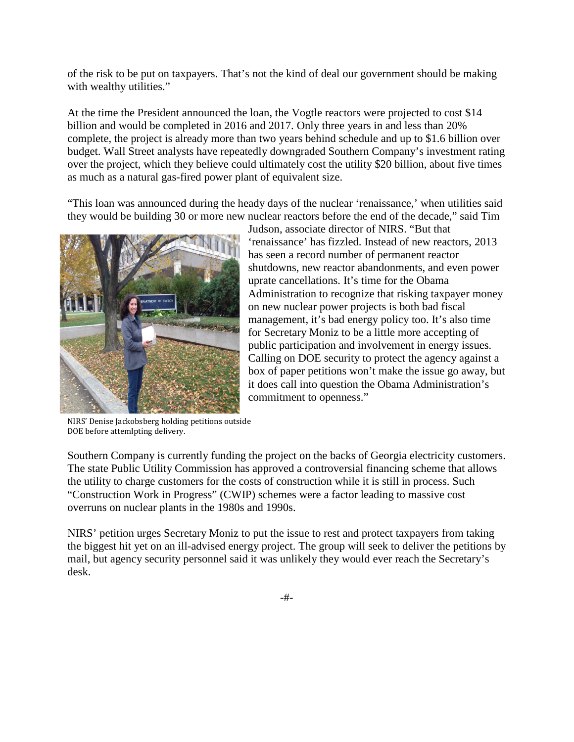of the risk to be put on taxpayers. That's not the kind of deal our government should be making with wealthy utilities."

At the time the President announced the loan, the Vogtle reactors were projected to cost $14 billion and would be completed in 2016 and 2017. Only three years in and less than 20% complete, the project is already more than two years behind schedule and up to $1.6 billion over budget. Wall Street analysts have repeatedly downgraded Southern Company's investment rating over the project, which they believe could ultimately cost the utility $20 billion, about five times as much as a natural gas-fired power plant of equivalent size.

"This loan was announced during the heady days of the nuclear 'renaissance,' when utilities said they would be building 30 or more new nuclear reactors before the end of the decade," said Tim Judson, associate director of NIRS. "But that 'renaissance' has fizzled. Instead of new reactors, 2013 has seen a record number of permanent reactor shutdowns, new reactor abandonments, and even power uprate cancellations. It's time for the Obama Administration to recognize that risking taxpayer money on new nuclear power projects is both bad fiscal management, it's bad energy policy too. It's also time for Secretary Moniz to be a little more accepting of public participation and involvement in energy issues. Calling on DOE security to protect the agency against a box of paper petitions won't make the issue go away, but it does call into question the Obama Administration's commitment to openness."

NIRS' Denise Jackobsberg holding petitions outside DOE before attemlpting delivery.

Southern Company is currently funding the project on the backs of Georgia electricity customers. The state Public Utility Commission has approved a controversial financing scheme that allows the utility to charge customers for the costs of construction while it is still in process. Such "Construction Work in Progress" (CWIP) schemes were a factor leading to massive cost overruns on nuclear plants in the 1980s and 1990s.

NIRS' petition urges Secretary Moniz to put the issue to rest and protect taxpayers from taking the biggest hit yet on an ill-advised energy project. The group will seek to deliver the petitions by mail, but agency security personnel said it was unlikely they would ever reach the Secretary's desk.

-#-